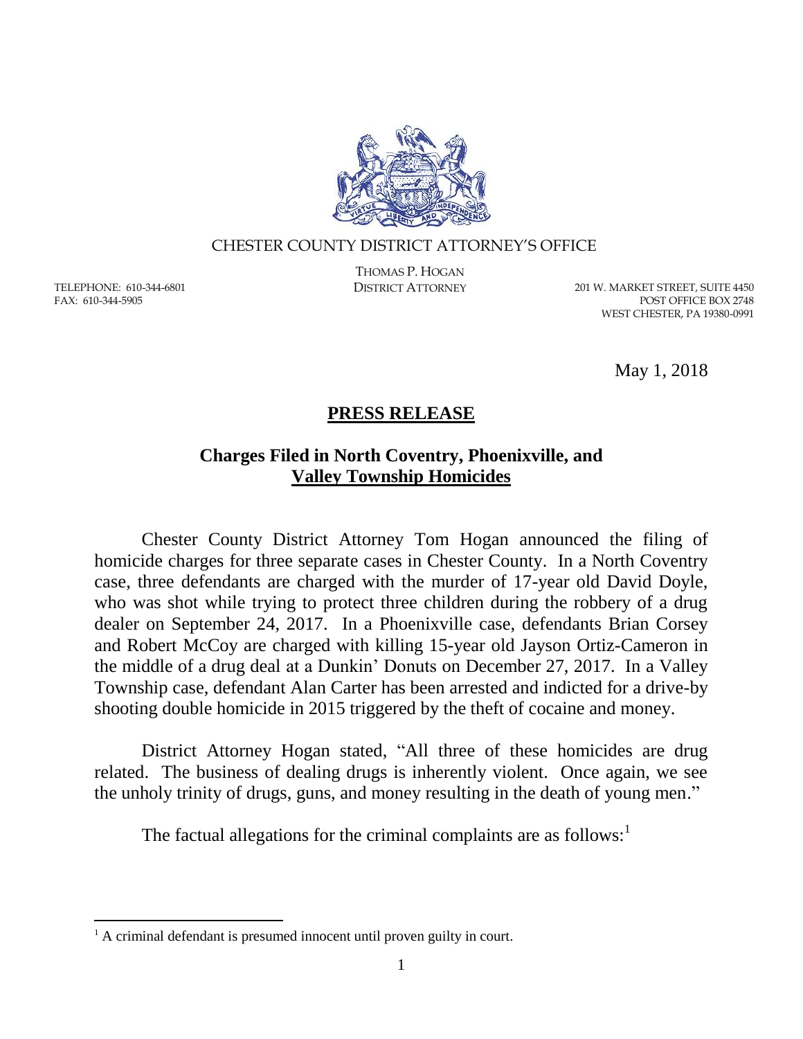CHESTER COUNTY DISTRICT ATTORNEY'S OFFICE

THOMAS P. HOGAN
DISTRICT ATTORNEY

TELEPHONE: 610-344-6801
FAX: 610-344-5905

201 W. MARKET STREET, SUITE 4450
POST OFFICE BOX 2748
WEST CHESTER, PA 19380-0991

May 1, 2018

## **PRESS RELEASE**

### **Charges Filed in North Coventry, Phoenixville, and Valley Township Homicides**

Chester County District Attorney Tom Hogan announced the filing of homicide charges for three separate cases in Chester County. In a North Coventry case, three defendants are charged with the murder of 17-year old David Doyle, who was shot while trying to protect three children during the robbery of a drug dealer on September 24, 2017. In a Phoenixville case, defendants Brian Corsey and Robert McCoy are charged with killing 15-year old Jayson Ortiz-Cameron in the middle of a drug deal at a Dunkin' Donuts on December 27, 2017. In a Valley Township case, defendant Alan Carter has been arrested and indicted for a drive-by shooting double homicide in 2015 triggered by the theft of cocaine and money.

District Attorney Hogan stated, "All three of these homicides are drug related. The business of dealing drugs is inherently violent. Once again, we see the unholy trinity of drugs, guns, and money resulting in the death of young men."

The factual allegations for the criminal complaints are as follows:[1]

[1] A criminal defendant is presumed innocent until proven guilty in court.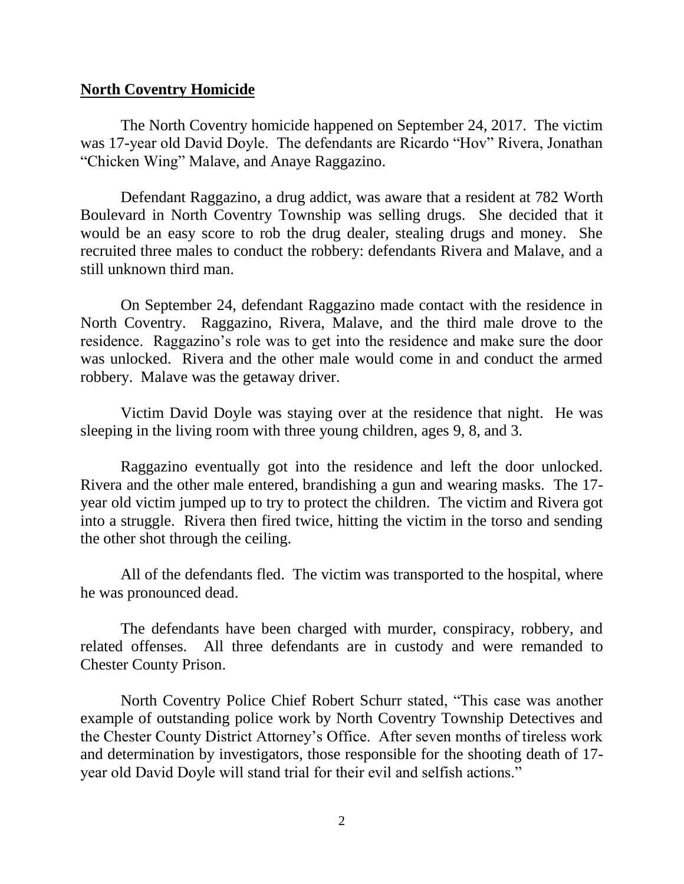**North Coventry Homicide**

The North Coventry homicide happened on September 24, 2017. The victim was 17-year old David Doyle. The defendants are Ricardo "Hov" Rivera, Jonathan "Chicken Wing" Malave, and Anaye Raggazino.

Defendant Raggazino, a drug addict, was aware that a resident at 782 Worth Boulevard in North Coventry Township was selling drugs. She decided that it would be an easy score to rob the drug dealer, stealing drugs and money. She recruited three males to conduct the robbery: defendants Rivera and Malave, and a still unknown third man.

On September 24, defendant Raggazino made contact with the residence in North Coventry. Raggazino, Rivera, Malave, and the third male drove to the residence. Raggazino's role was to get into the residence and make sure the door was unlocked. Rivera and the other male would come in and conduct the armed robbery. Malave was the getaway driver.

Victim David Doyle was staying over at the residence that night. He was sleeping in the living room with three young children, ages 9, 8, and 3.

Raggazino eventually got into the residence and left the door unlocked. Rivera and the other male entered, brandishing a gun and wearing masks. The 17-year old victim jumped up to try to protect the children. The victim and Rivera got into a struggle. Rivera then fired twice, hitting the victim in the torso and sending the other shot through the ceiling.

All of the defendants fled. The victim was transported to the hospital, where he was pronounced dead.

The defendants have been charged with murder, conspiracy, robbery, and related offenses. All three defendants are in custody and were remanded to Chester County Prison.

North Coventry Police Chief Robert Schurr stated, "This case was another example of outstanding police work by North Coventry Township Detectives and the Chester County District Attorney's Office. After seven months of tireless work and determination by investigators, those responsible for the shooting death of 17-year old David Doyle will stand trial for their evil and selfish actions."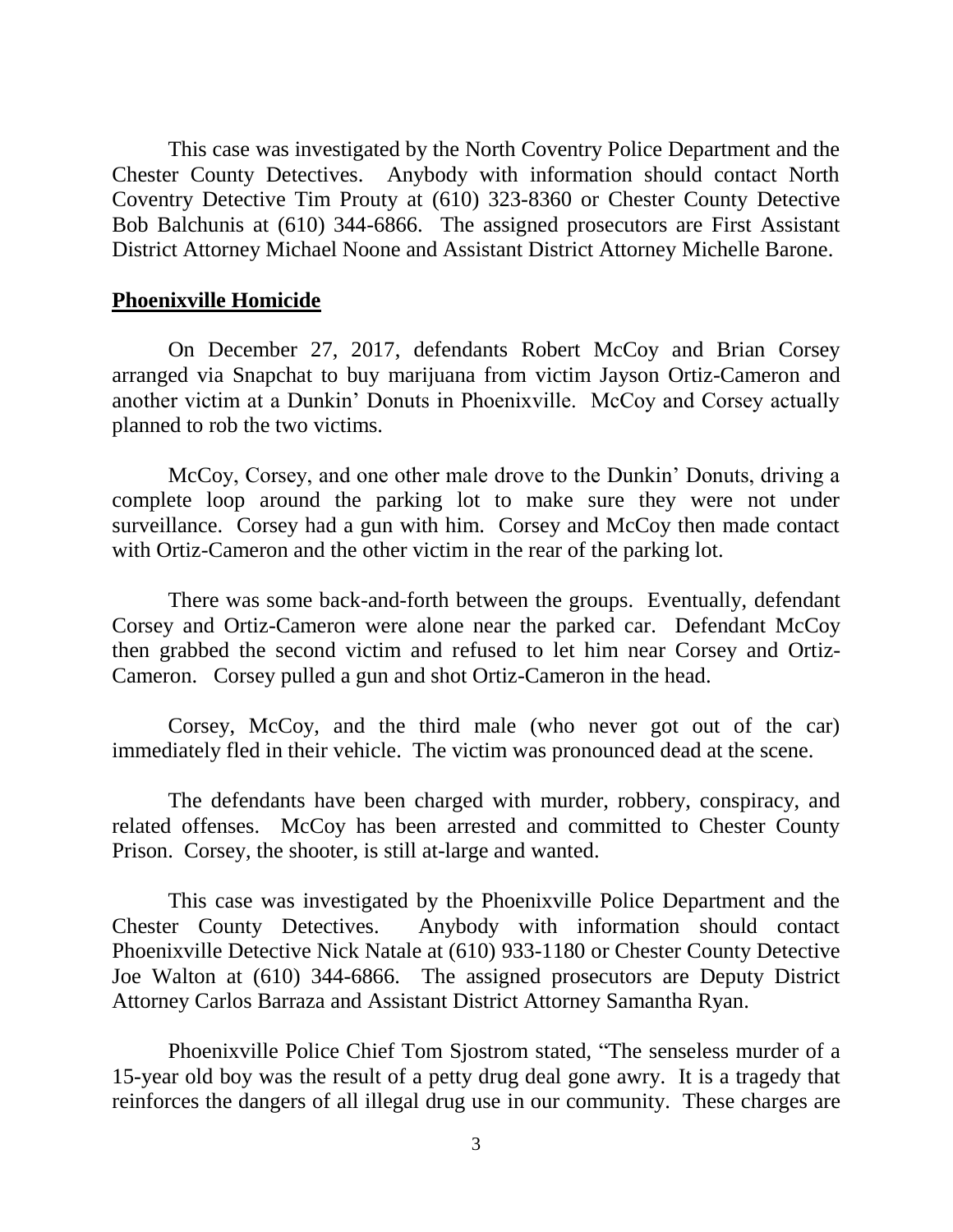This case was investigated by the North Coventry Police Department and the Chester County Detectives. Anybody with information should contact North Coventry Detective Tim Prouty at (610) 323-8360 or Chester County Detective Bob Balchunis at (610) 344-6866. The assigned prosecutors are First Assistant District Attorney Michael Noone and Assistant District Attorney Michelle Barone.

## **Phoenixville Homicide**

On December 27, 2017, defendants Robert McCoy and Brian Corsey arranged via Snapchat to buy marijuana from victim Jayson Ortiz-Cameron and another victim at a Dunkin' Donuts in Phoenixville. McCoy and Corsey actually planned to rob the two victims.

McCoy, Corsey, and one other male drove to the Dunkin' Donuts, driving a complete loop around the parking lot to make sure they were not under surveillance. Corsey had a gun with him. Corsey and McCoy then made contact with Ortiz-Cameron and the other victim in the rear of the parking lot.

There was some back-and-forth between the groups. Eventually, defendant Corsey and Ortiz-Cameron were alone near the parked car. Defendant McCoy then grabbed the second victim and refused to let him near Corsey and Ortiz-Cameron. Corsey pulled a gun and shot Ortiz-Cameron in the head.

Corsey, McCoy, and the third male (who never got out of the car) immediately fled in their vehicle. The victim was pronounced dead at the scene.

The defendants have been charged with murder, robbery, conspiracy, and related offenses. McCoy has been arrested and committed to Chester County Prison. Corsey, the shooter, is still at-large and wanted.

This case was investigated by the Phoenixville Police Department and the Chester County Detectives. Anybody with information should contact Phoenixville Detective Nick Natale at (610) 933-1180 or Chester County Detective Joe Walton at (610) 344-6866. The assigned prosecutors are Deputy District Attorney Carlos Barraza and Assistant District Attorney Samantha Ryan.

Phoenixville Police Chief Tom Sjostrom stated, "The senseless murder of a 15-year old boy was the result of a petty drug deal gone awry. It is a tragedy that reinforces the dangers of all illegal drug use in our community. These charges are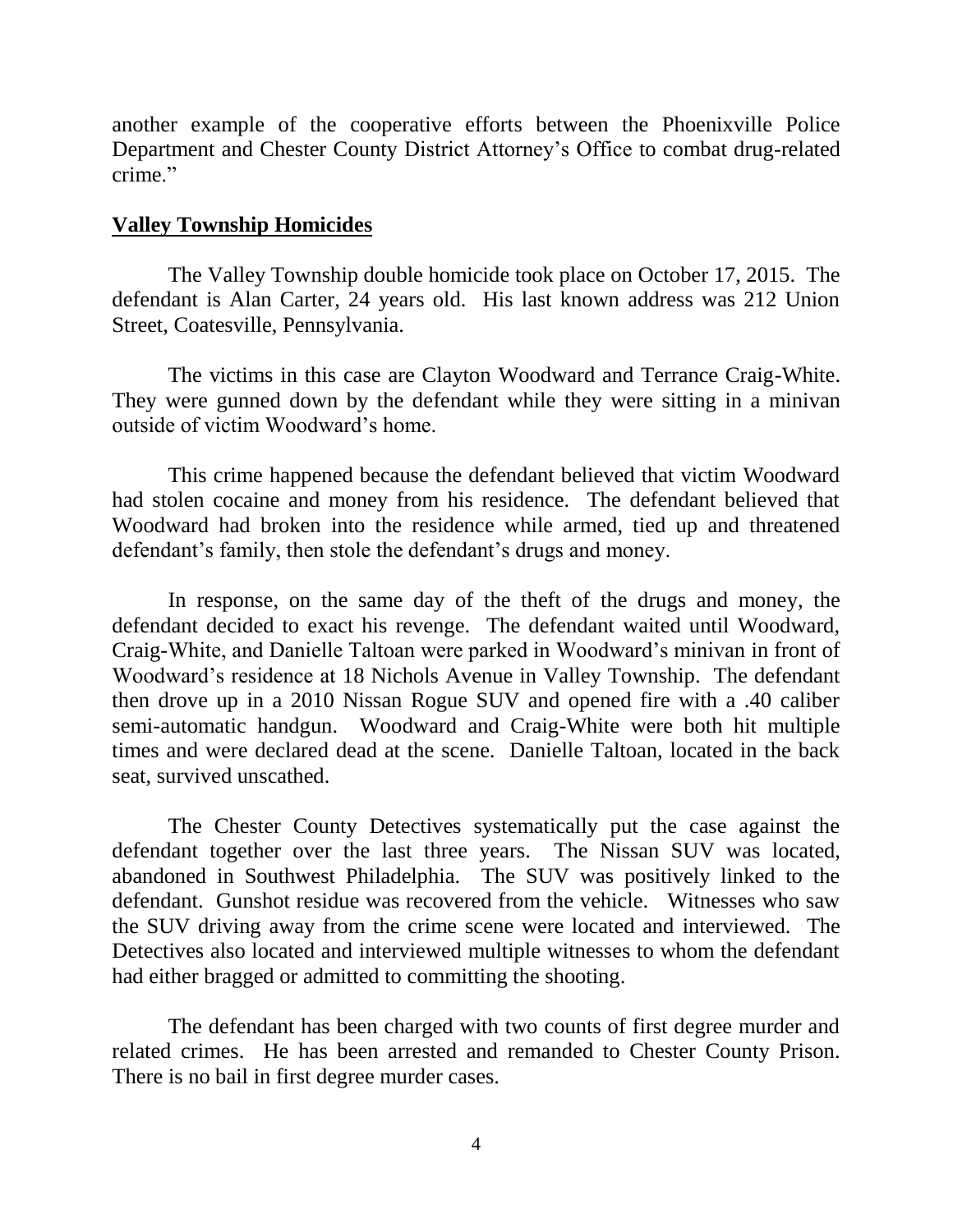another example of the cooperative efforts between the Phoenixville Police Department and Chester County District Attorney's Office to combat drug-related crime."

**Valley Township Homicides**

The Valley Township double homicide took place on October 17, 2015. The defendant is Alan Carter, 24 years old. His last known address was 212 Union Street, Coatesville, Pennsylvania.

The victims in this case are Clayton Woodward and Terrance Craig-White. They were gunned down by the defendant while they were sitting in a minivan outside of victim Woodward's home.

This crime happened because the defendant believed that victim Woodward had stolen cocaine and money from his residence. The defendant believed that Woodward had broken into the residence while armed, tied up and threatened defendant's family, then stole the defendant's drugs and money.

In response, on the same day of the theft of the drugs and money, the defendant decided to exact his revenge. The defendant waited until Woodward, Craig-White, and Danielle Taltoan were parked in Woodward's minivan in front of Woodward's residence at 18 Nichols Avenue in Valley Township. The defendant then drove up in a 2010 Nissan Rogue SUV and opened fire with a .40 caliber semi-automatic handgun. Woodward and Craig-White were both hit multiple times and were declared dead at the scene. Danielle Taltoan, located in the back seat, survived unscathed.

The Chester County Detectives systematically put the case against the defendant together over the last three years. The Nissan SUV was located, abandoned in Southwest Philadelphia. The SUV was positively linked to the defendant. Gunshot residue was recovered from the vehicle. Witnesses who saw the SUV driving away from the crime scene were located and interviewed. The Detectives also located and interviewed multiple witnesses to whom the defendant had either bragged or admitted to committing the shooting.

The defendant has been charged with two counts of first degree murder and related crimes. He has been arrested and remanded to Chester County Prison. There is no bail in first degree murder cases.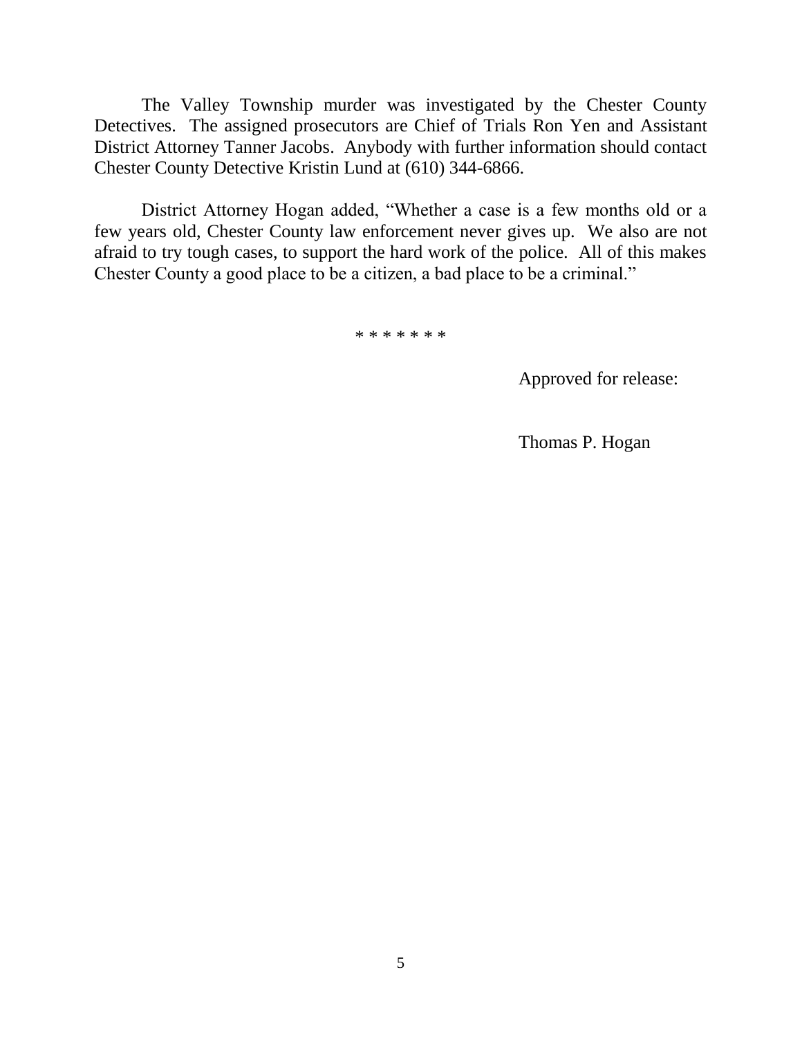The Valley Township murder was investigated by the Chester County Detectives. The assigned prosecutors are Chief of Trials Ron Yen and Assistant District Attorney Tanner Jacobs. Anybody with further information should contact Chester County Detective Kristin Lund at (610) 344-6866.

District Attorney Hogan added, "Whether a case is a few months old or a few years old, Chester County law enforcement never gives up. We also are not afraid to try tough cases, to support the hard work of the police. All of this makes Chester County a good place to be a citizen, a bad place to be a criminal."

\* \* \* \* \* \* \*

Approved for release:

Thomas P. Hogan